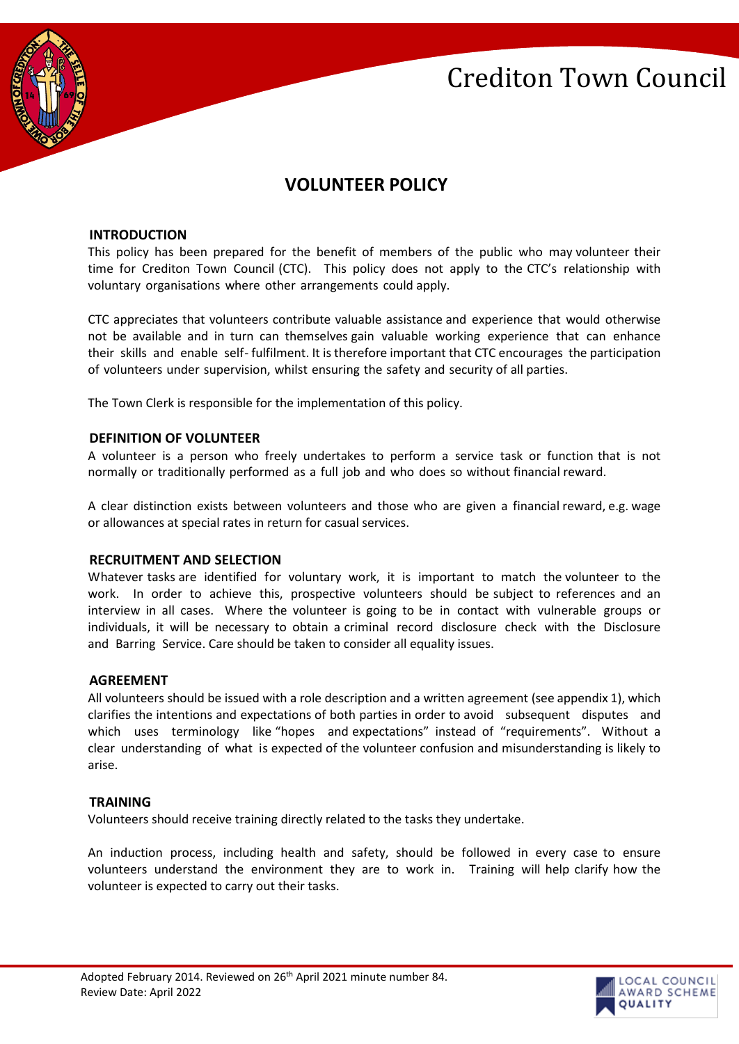# Crediton Town Council

## VOLUNTEER POLICY

### INTRODUCTION

This policy has been prepared for the benefit of members of the public who may volunteer their time for Crediton Town Council (CTC). This policy does not apply to the CTC's relationship with voluntary organisations where other arrangements could apply.

CTC appreciates that volunteers contribute valuable assistance and experience that would otherwise not be available and in turn can themselves gain valuable working experience that can enhance their skills and enable self- fulfilment. It is therefore important that CTC encourages the participation of volunteers under supervision, whilst ensuring the safety and security of all parties.

The Town Clerk is responsible for the implementation of this policy.

### DEFINITION OF VOLUNTEER

A volunteer is a person who freely undertakes to perform a service task or function that is not normally or traditionally performed as a full job and who does so without financial reward.

A clear distinction exists between volunteers and those who are given a financial reward, e.g. wage or allowances at special rates in return for casual services.

### RECRUITMENT AND SELECTION

Whatever tasks are identified for voluntary work, it is important to match the volunteer to the work. In order to achieve this, prospective volunteers should be subject to references and an interview in all cases. Where the volunteer is going to be in contact with vulnerable groups or individuals, it will be necessary to obtain a criminal record disclosure check with the Disclosure and Barring Service. Care should be taken to consider all equality issues.

### AGREEMENT

All volunteers should be issued with a role description and a written agreement (see appendix 1), which clarifies the intentions and expectations of both parties in order to avoid subsequent disputes and which uses terminology like "hopes and expectations" instead of "requirements". Without a clear understanding of what is expected of the volunteer confusion and misunderstanding is likely to arise.

### TRAINING

Volunteers should receive training directly related to the tasks they undertake.

An induction process, including health and safety, should be followed in every case to ensure volunteers understand the environment they are to work in. Training will help clarify how the volunteer is expected to carry out their tasks.

Adopted February 2014. Reviewed on 26th April 2021 minute number 84.
Review Date: April 2022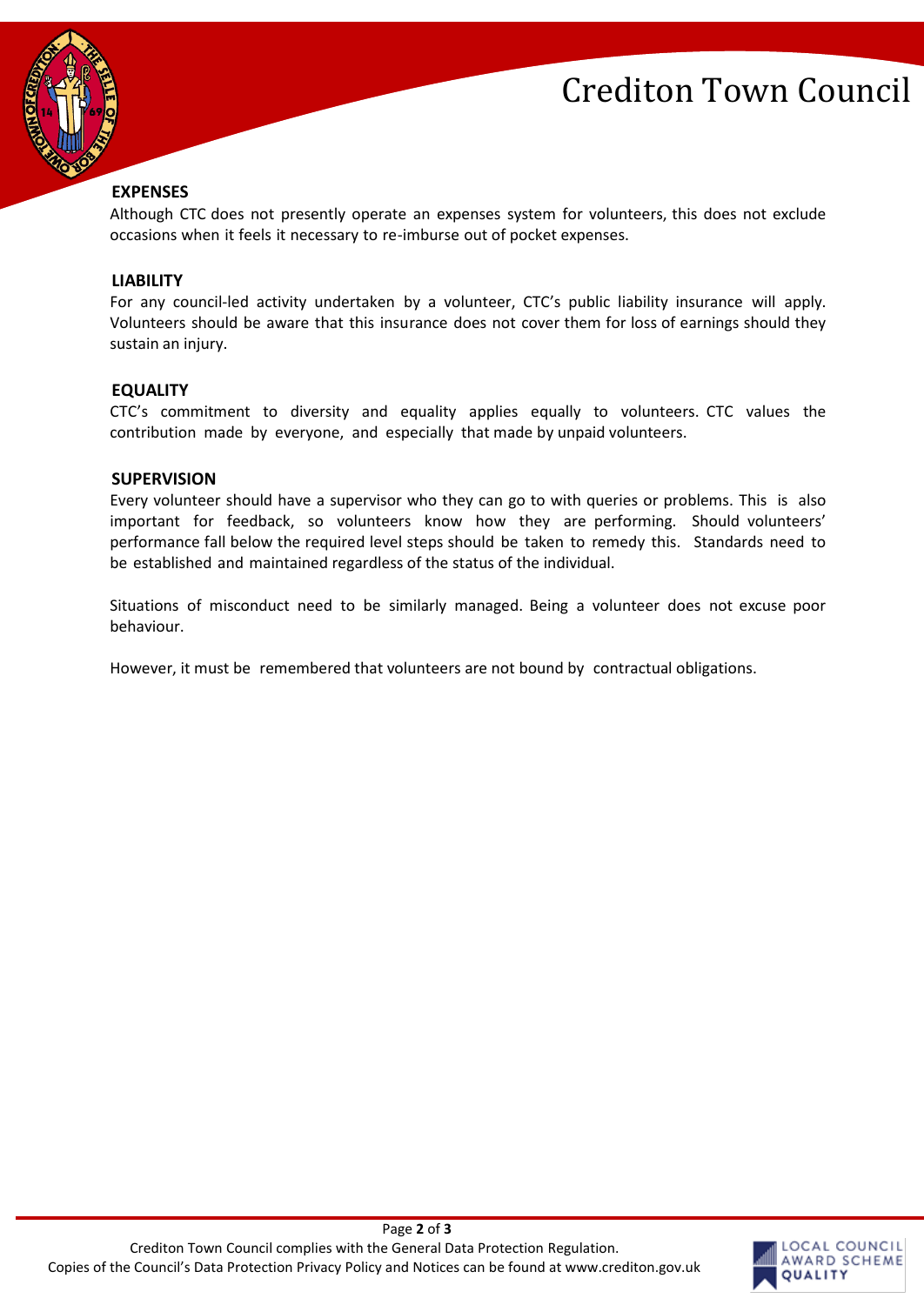## EXPENSES

Although CTC does not presently operate an expenses system for volunteers, this does not exclude occasions when it feels it necessary to re-imburse out of pocket expenses.

## LIABILITY

For any council-led activity undertaken by a volunteer, CTC's public liability insurance will apply. Volunteers should be aware that this insurance does not cover them for loss of earnings should they sustain an injury.

## EQUALITY

CTC's commitment to diversity and equality applies equally to volunteers. CTC values the contribution made by everyone, and especially that made by unpaid volunteers.

## SUPERVISION

Every volunteer should have a supervisor who they can go to with queries or problems. This is also important for feedback, so volunteers know how they are performing. Should volunteers' performance fall below the required level steps should be taken to remedy this. Standards need to be established and maintained regardless of the status of the individual.

Situations of misconduct need to be similarly managed. Being a volunteer does not excuse poor behaviour.

However, it must be remembered that volunteers are not bound by contractual obligations.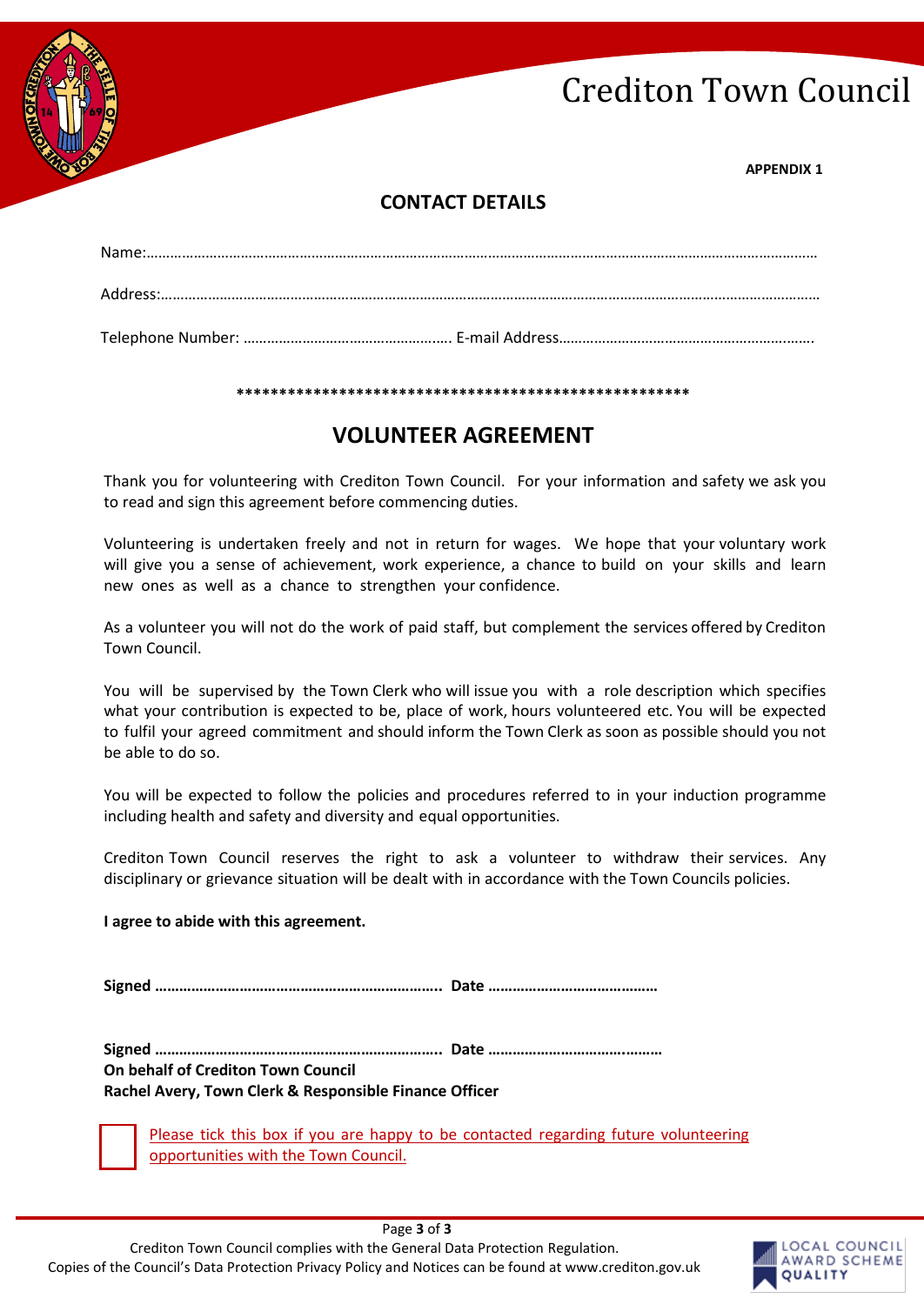Crediton Town Council

**APPENDIX 1**

## CONTACT DETAILS

Name:……………………………………………………………………………………………………………………………………………………

Address:………………………………………………………………………………………………………………………………………………

Telephone Number: ……………………………………………. E-mail Address……………………………………………………….

******************************************************

## VOLUNTEER AGREEMENT

Thank you for volunteering with Crediton Town Council. For your information and safety we ask you to read and sign this agreement before commencing duties.

Volunteering is undertaken freely and not in return for wages. We hope that your voluntary work will give you a sense of achievement, work experience, a chance to build on your skills and learn new ones as well as a chance to strengthen your confidence.

As a volunteer you will not do the work of paid staff, but complement the services offered by Crediton Town Council.

You will be supervised by the Town Clerk who will issue you with a role description which specifies what your contribution is expected to be, place of work, hours volunteered etc. You will be expected to fulfil your agreed commitment and should inform the Town Clerk as soon as possible should you not be able to do so.

You will be expected to follow the policies and procedures referred to in your induction programme including health and safety and diversity and equal opportunities.

Crediton Town Council reserves the right to ask a volunteer to withdraw their services. Any disciplinary or grievance situation will be dealt with in accordance with the Town Councils policies.

**I agree to abide with this agreement.**

**Signed …………………………………………………………….. Date ……………………………………**

**Signed …………………………………………………………….. Date ……………………………………**
**On behalf of Crediton Town Council**
**Rachel Avery, Town Clerk & Responsible Finance Officer**

☐ Please tick this box if you are happy to be contacted regarding future volunteering opportunities with the Town Council.

Crediton Town Council complies with the General Data Protection Regulation.
Copies of the Council's Data Protection Privacy Policy and Notices can be found at www.crediton.gov.uk